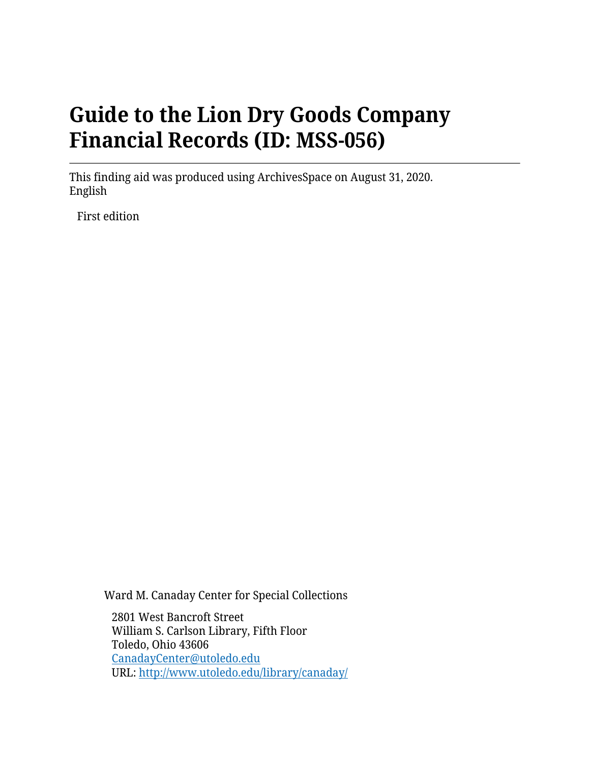# Guide to the Lion Dry Goods Company Financial Records (ID: MSS-056)

This finding aid was produced using ArchivesSpace on August 31, 2020.
English

First edition

Ward M. Canaday Center for Special Collections

2801 West Bancroft Street
William S. Carlson Library, Fifth Floor
Toledo, Ohio 43606
[CanadayCenter@utoledo.edu](mailto:CanadayCenter@utoledo.edu)
URL: [http://www.utoledo.edu/library/canaday/](http://www.utoledo.edu/library/canaday/)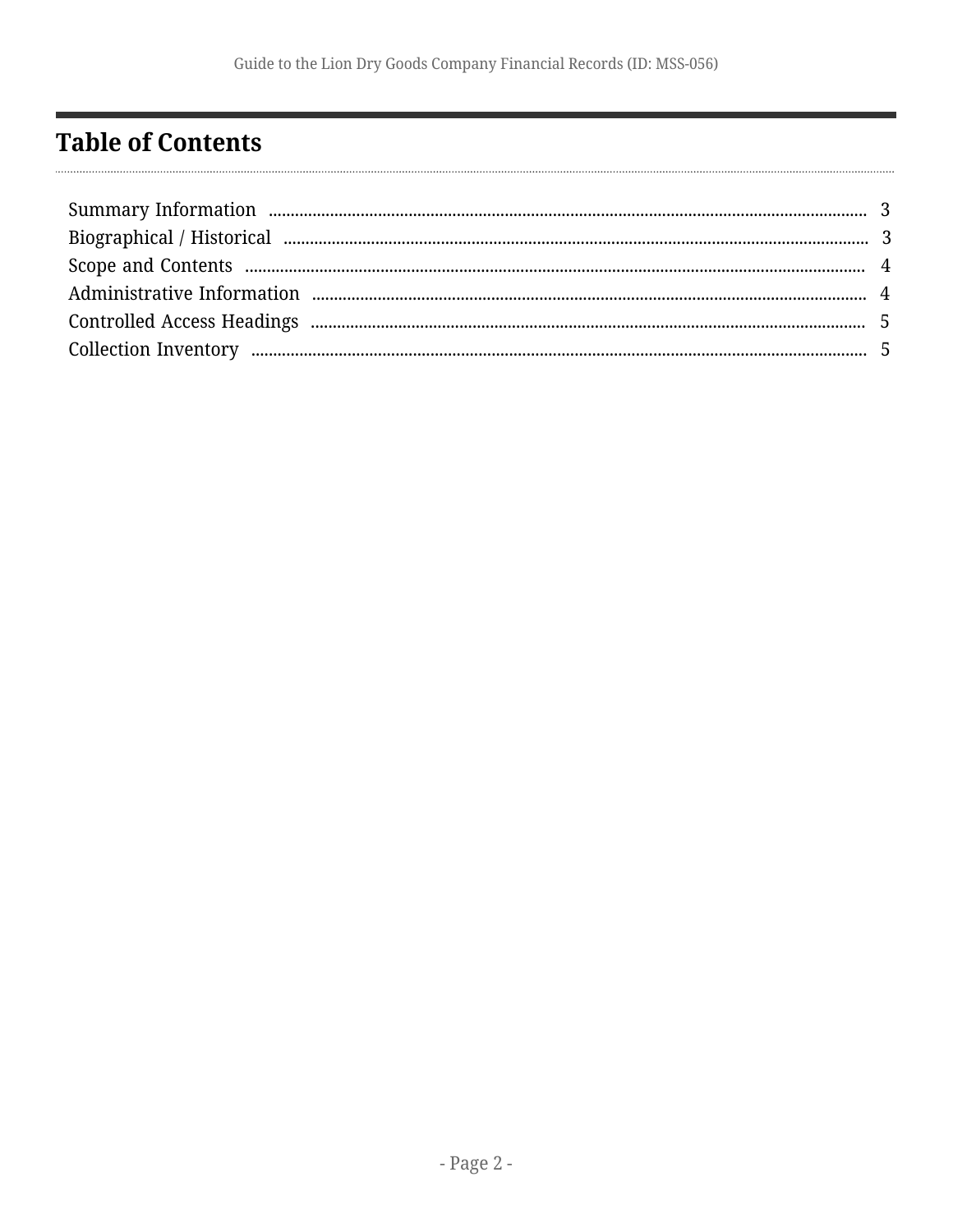# Table of Contents

| | |
|---|---|
| Summary Information | 3 |
| Biographical / Historical | 3 |
| Scope and Contents | 4 |
| Administrative Information | 4 |
| Controlled Access Headings | 5 |
| Collection Inventory | 5 |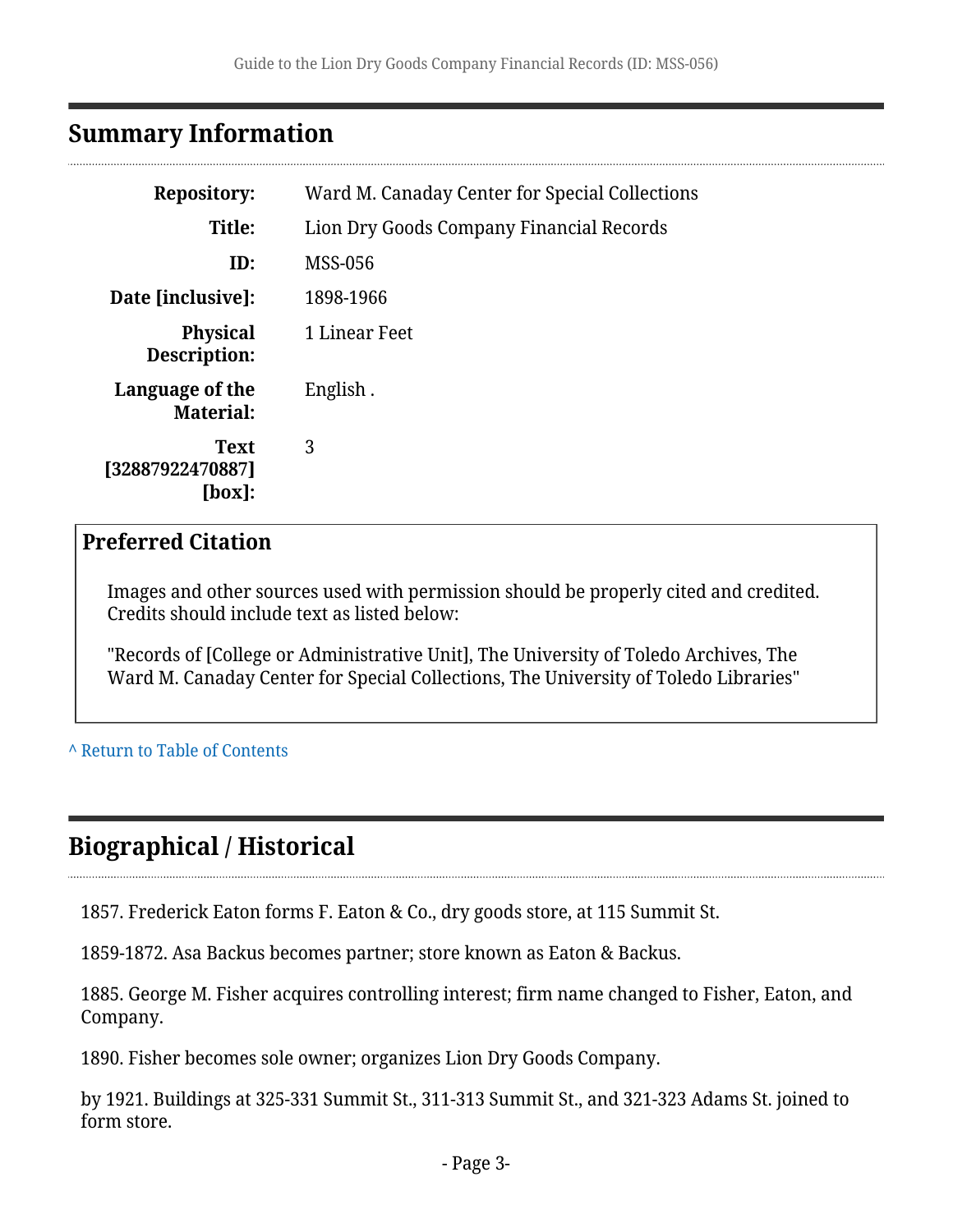## Summary Information

| | |
|---|---|
| **Repository:** | Ward M. Canaday Center for Special Collections |
| **Title:** | Lion Dry Goods Company Financial Records |
| **ID:** | MSS-056 |
| **Date [inclusive]:** | 1898-1966 |
| **Physical Description:** | 1 Linear Feet |
| **Language of the Material:** | English . |
| **Text [32887922470887] [box]:** | 3 |

### Preferred Citation

Images and other sources used with permission should be properly cited and credited. Credits should include text as listed below:

"Records of [College or Administrative Unit], The University of Toledo Archives, The Ward M. Canaday Center for Special Collections, The University of Toledo Libraries"

^ Return to Table of Contents

## Biographical / Historical

1857. Frederick Eaton forms F. Eaton & Co., dry goods store, at 115 Summit St.

1859-1872. Asa Backus becomes partner; store known as Eaton & Backus.

1885. George M. Fisher acquires controlling interest; firm name changed to Fisher, Eaton, and Company.

1890. Fisher becomes sole owner; organizes Lion Dry Goods Company.

by 1921. Buildings at 325-331 Summit St., 311-313 Summit St., and 321-323 Adams St. joined to form store.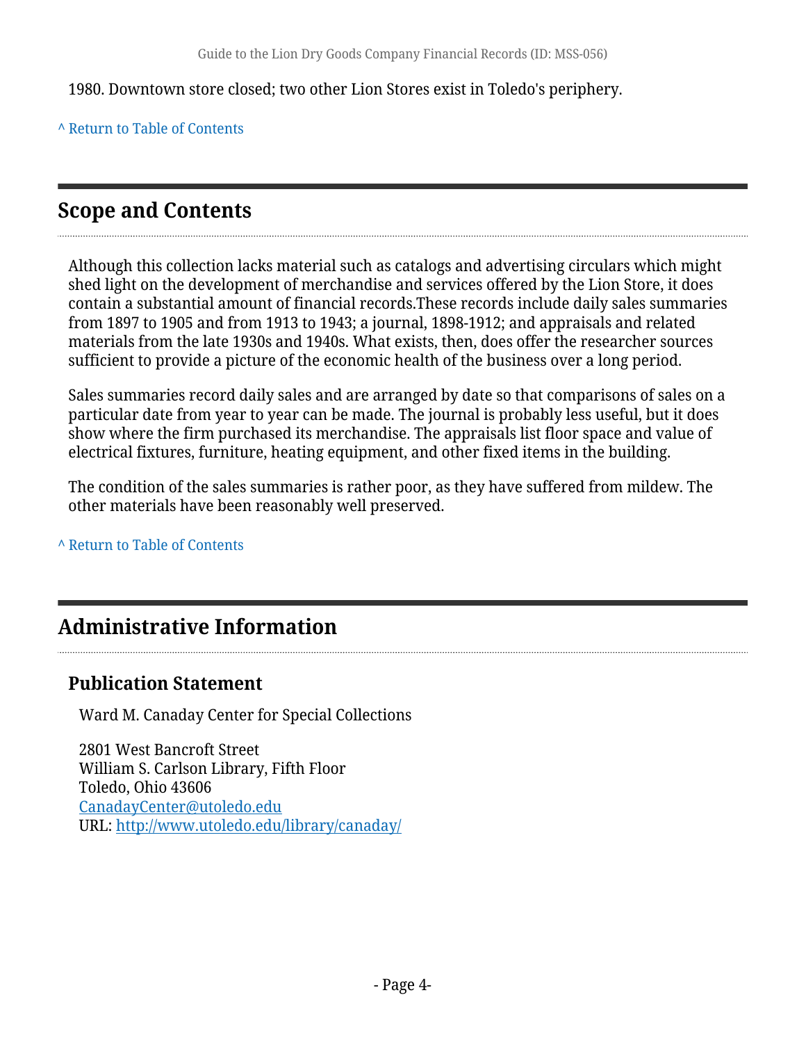1980. Downtown store closed; two other Lion Stores exist in Toledo's periphery.

^ Return to Table of Contents

## Scope and Contents

Although this collection lacks material such as catalogs and advertising circulars which might shed light on the development of merchandise and services offered by the Lion Store, it does contain a substantial amount of financial records.These records include daily sales summaries from 1897 to 1905 and from 1913 to 1943; a journal, 1898-1912; and appraisals and related materials from the late 1930s and 1940s. What exists, then, does offer the researcher sources sufficient to provide a picture of the economic health of the business over a long period.

Sales summaries record daily sales and are arranged by date so that comparisons of sales on a particular date from year to year can be made. The journal is probably less useful, but it does show where the firm purchased its merchandise. The appraisals list floor space and value of electrical fixtures, furniture, heating equipment, and other fixed items in the building.

The condition of the sales summaries is rather poor, as they have suffered from mildew. The other materials have been reasonably well preserved.

^ Return to Table of Contents

## Administrative Information

### Publication Statement

Ward M. Canaday Center for Special Collections

2801 West Bancroft Street
William S. Carlson Library, Fifth Floor
Toledo, Ohio 43606
CanadayCenter@utoledo.edu
URL: http://www.utoledo.edu/library/canaday/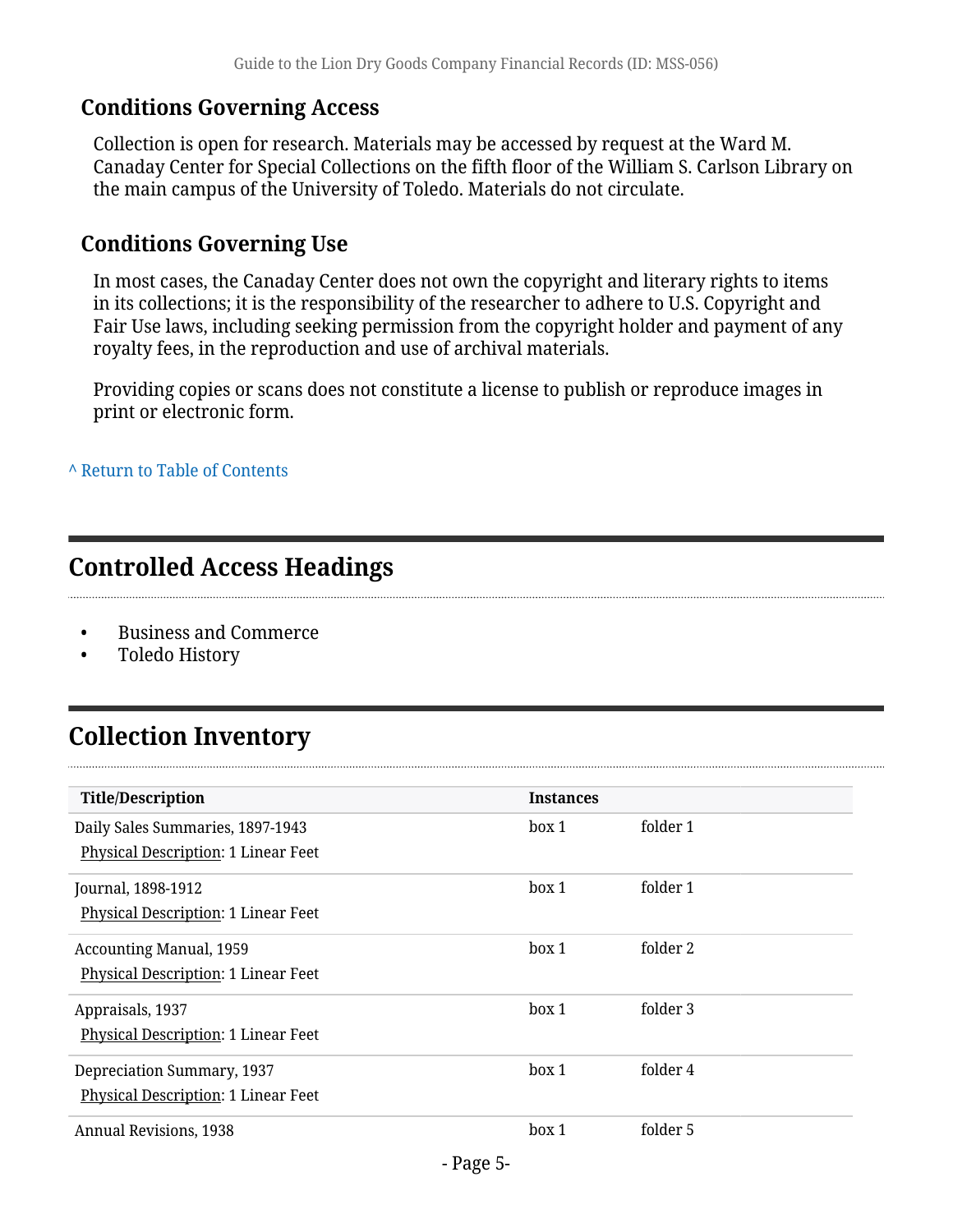## Conditions Governing Access

Collection is open for research. Materials may be accessed by request at the Ward M. Canaday Center for Special Collections on the fifth floor of the William S. Carlson Library on the main campus of the University of Toledo. Materials do not circulate.

## Conditions Governing Use

In most cases, the Canaday Center does not own the copyright and literary rights to items in its collections; it is the responsibility of the researcher to adhere to U.S. Copyright and Fair Use laws, including seeking permission from the copyright holder and payment of any royalty fees, in the reproduction and use of archival materials.

Providing copies or scans does not constitute a license to publish or reproduce images in print or electronic form.

^ Return to Table of Contents

# Controlled Access Headings

- Business and Commerce
- Toledo History

# Collection Inventory

| Title/Description | Instances | |
|---|---|---|
| Daily Sales Summaries, 1897-1943<br>Physical Description: 1 Linear Feet | box 1 | folder 1 |
| Journal, 1898-1912<br>Physical Description: 1 Linear Feet | box 1 | folder 1 |
| Accounting Manual, 1959<br>Physical Description: 1 Linear Feet | box 1 | folder 2 |
| Appraisals, 1937<br>Physical Description: 1 Linear Feet | box 1 | folder 3 |
| Depreciation Summary, 1937<br>Physical Description: 1 Linear Feet | box 1 | folder 4 |
| Annual Revisions, 1938 | box 1 | folder 5 |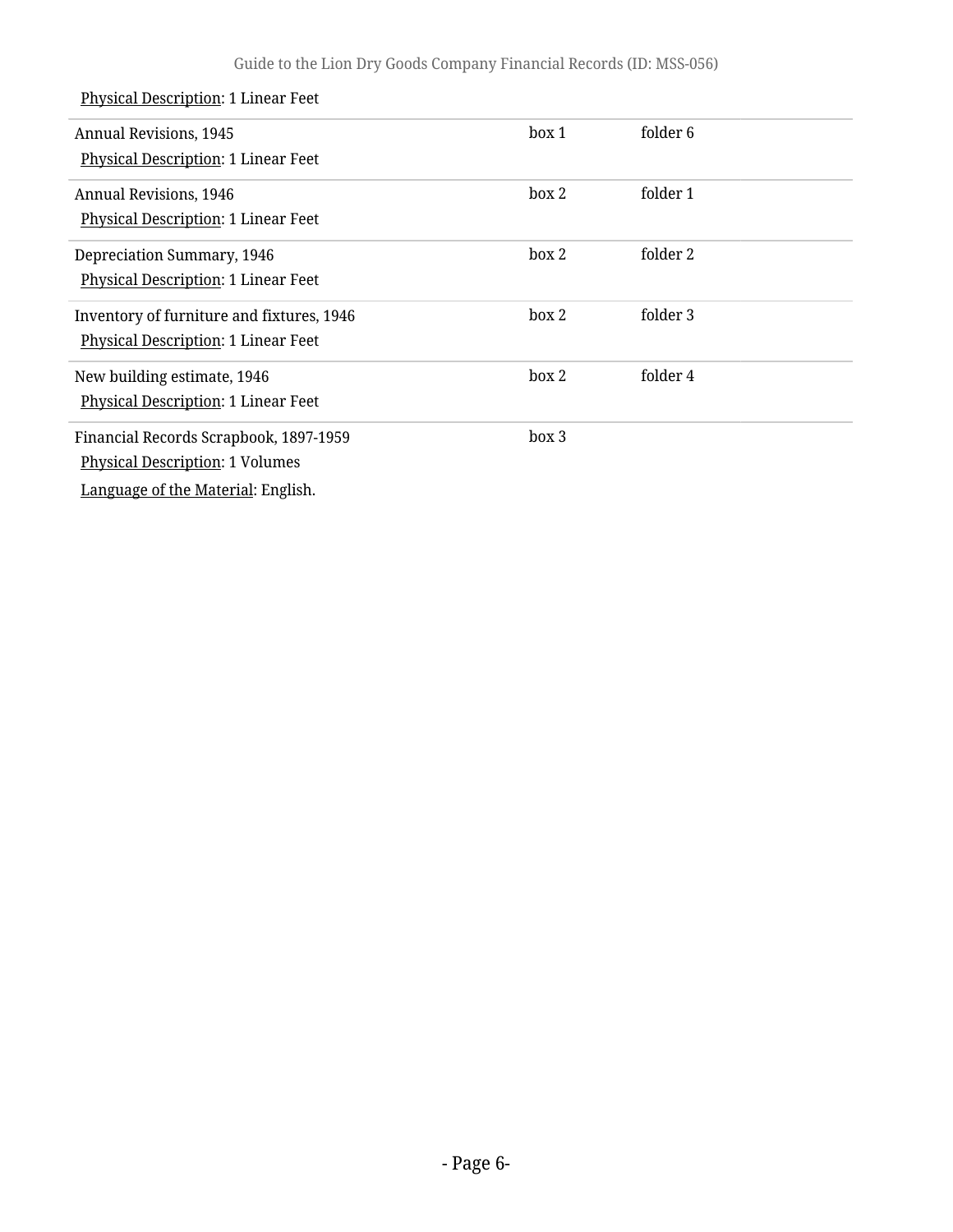Physical Description: 1 Linear Feet

| | | |
|---|---|---|
| Annual Revisions, 1945<br>Physical Description: 1 Linear Feet | box 1 | folder 6 |
| Annual Revisions, 1946<br>Physical Description: 1 Linear Feet | box 2 | folder 1 |
| Depreciation Summary, 1946<br>Physical Description: 1 Linear Feet | box 2 | folder 2 |
| Inventory of furniture and fixtures, 1946<br>Physical Description: 1 Linear Feet | box 2 | folder 3 |
| New building estimate, 1946<br>Physical Description: 1 Linear Feet | box 2 | folder 4 |
| Financial Records Scrapbook, 1897-1959<br>Physical Description: 1 Volumes<br>Language of the Material: English. | box 3 | |